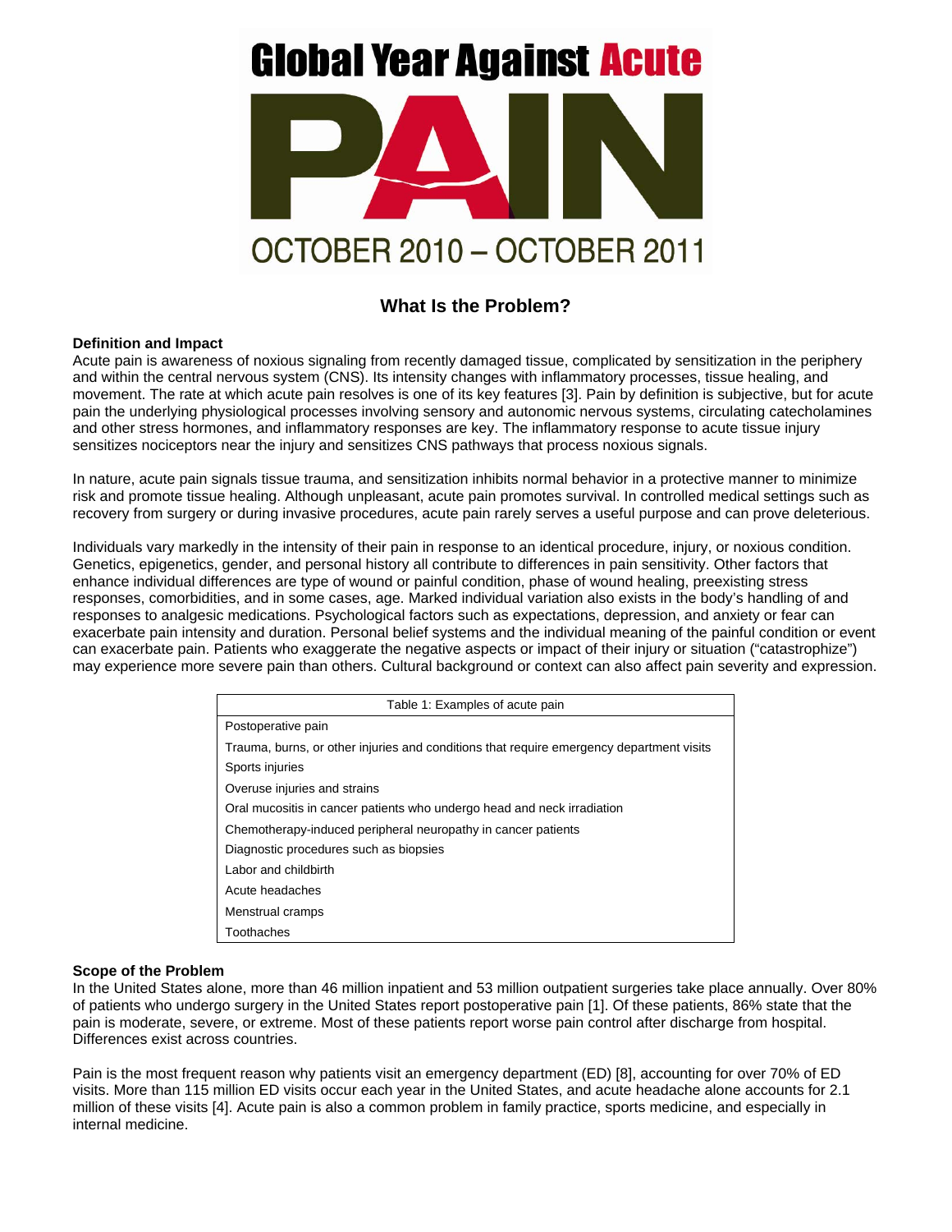# Global Year Against Acute PAIN

OCTOBER 2010 – OCTOBER 2011

## What Is the Problem?

### Definition and Impact

Acute pain is awareness of noxious signaling from recently damaged tissue, complicated by sensitization in the periphery and within the central nervous system (CNS). Its intensity changes with inflammatory processes, tissue healing, and movement. The rate at which acute pain resolves is one of its key features [3]. Pain by definition is subjective, but for acute pain the underlying physiological processes involving sensory and autonomic nervous systems, circulating catecholamines and other stress hormones, and inflammatory responses are key. The inflammatory response to acute tissue injury sensitizes nociceptors near the injury and sensitizes CNS pathways that process noxious signals.

In nature, acute pain signals tissue trauma, and sensitization inhibits normal behavior in a protective manner to minimize risk and promote tissue healing. Although unpleasant, acute pain promotes survival. In controlled medical settings such as recovery from surgery or during invasive procedures, acute pain rarely serves a useful purpose and can prove deleterious.

Individuals vary markedly in the intensity of their pain in response to an identical procedure, injury, or noxious condition. Genetics, epigenetics, gender, and personal history all contribute to differences in pain sensitivity. Other factors that enhance individual differences are type of wound or painful condition, phase of wound healing, preexisting stress responses, comorbidities, and in some cases, age. Marked individual variation also exists in the body's handling of and responses to analgesic medications. Psychological factors such as expectations, depression, and anxiety or fear can exacerbate pain intensity and duration. Personal belief systems and the individual meaning of the painful condition or event can exacerbate pain. Patients who exaggerate the negative aspects or impact of their injury or situation ("catastrophize") may experience more severe pain than others. Cultural background or context can also affect pain severity and expression.

| Table 1: Examples of acute pain |
| --- |
| Postoperative pain |
| Trauma, burns, or other injuries and conditions that require emergency department visits |
| Sports injuries |
| Overuse injuries and strains |
| Oral mucositis in cancer patients who undergo head and neck irradiation |
| Chemotherapy-induced peripheral neuropathy in cancer patients |
| Diagnostic procedures such as biopsies |
| Labor and childbirth |
| Acute headaches |
| Menstrual cramps |
| Toothaches |

### Scope of the Problem

In the United States alone, more than 46 million inpatient and 53 million outpatient surgeries take place annually. Over 80% of patients who undergo surgery in the United States report postoperative pain [1]. Of these patients, 86% state that the pain is moderate, severe, or extreme. Most of these patients report worse pain control after discharge from hospital. Differences exist across countries.

Pain is the most frequent reason why patients visit an emergency department (ED) [8], accounting for over 70% of ED visits. More than 115 million ED visits occur each year in the United States, and acute headache alone accounts for 2.1 million of these visits [4]. Acute pain is also a common problem in family practice, sports medicine, and especially in internal medicine.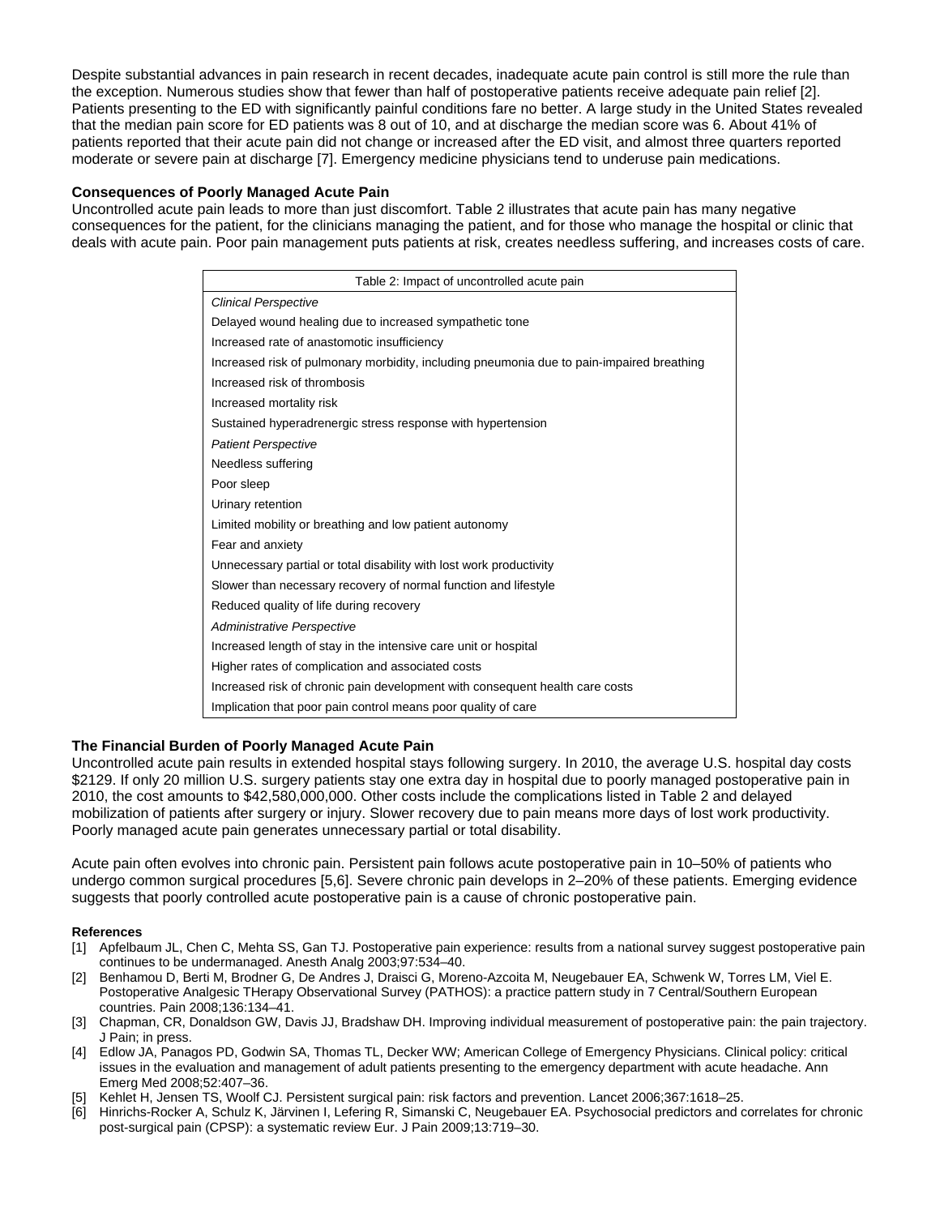Despite substantial advances in pain research in recent decades, inadequate acute pain control is still more the rule than the exception. Numerous studies show that fewer than half of postoperative patients receive adequate pain relief [2]. Patients presenting to the ED with significantly painful conditions fare no better. A large study in the United States revealed that the median pain score for ED patients was 8 out of 10, and at discharge the median score was 6. About 41% of patients reported that their acute pain did not change or increased after the ED visit, and almost three quarters reported moderate or severe pain at discharge [7]. Emergency medicine physicians tend to underuse pain medications.

**Consequences of Poorly Managed Acute Pain**

Uncontrolled acute pain leads to more than just discomfort. Table 2 illustrates that acute pain has many negative consequences for the patient, for the clinicians managing the patient, and for those who manage the hospital or clinic that deals with acute pain. Poor pain management puts patients at risk, creates needless suffering, and increases costs of care.

| Table 2: Impact of uncontrolled acute pain |
|---|
| *Clinical Perspective* |
| Delayed wound healing due to increased sympathetic tone |
| Increased rate of anastomotic insufficiency |
| Increased risk of pulmonary morbidity, including pneumonia due to pain-impaired breathing |
| Increased risk of thrombosis |
| Increased mortality risk |
| Sustained hyperadrenergic stress response with hypertension |
| *Patient Perspective* |
| Needless suffering |
| Poor sleep |
| Urinary retention |
| Limited mobility or breathing and low patient autonomy |
| Fear and anxiety |
| Unnecessary partial or total disability with lost work productivity |
| Slower than necessary recovery of normal function and lifestyle |
| Reduced quality of life during recovery |
| *Administrative Perspective* |
| Increased length of stay in the intensive care unit or hospital |
| Higher rates of complication and associated costs |
| Increased risk of chronic pain development with consequent health care costs |
| Implication that poor pain control means poor quality of care |

**The Financial Burden of Poorly Managed Acute Pain**

Uncontrolled acute pain results in extended hospital stays following surgery. In 2010, the average U.S. hospital day costs $2129. If only 20 million U.S. surgery patients stay one extra day in hospital due to poorly managed postoperative pain in 2010, the cost amounts to $42,580,000,000. Other costs include the complications listed in Table 2 and delayed mobilization of patients after surgery or injury. Slower recovery due to pain means more days of lost work productivity. Poorly managed acute pain generates unnecessary partial or total disability.

Acute pain often evolves into chronic pain. Persistent pain follows acute postoperative pain in 10–50% of patients who undergo common surgical procedures [5,6]. Severe chronic pain develops in 2–20% of these patients. Emerging evidence suggests that poorly controlled acute postoperative pain is a cause of chronic postoperative pain.

**References**

[1] Apfelbaum JL, Chen C, Mehta SS, Gan TJ. Postoperative pain experience: results from a national survey suggest postoperative pain continues to be undermanaged. Anesth Analg 2003;97:534–40.

[2] Benhamou D, Berti M, Brodner G, De Andres J, Draisci G, Moreno-Azcoita M, Neugebauer EA, Schwenk W, Torres LM, Viel E. Postoperative Analgesic THerapy Observational Survey (PATHOS): a practice pattern study in 7 Central/Southern European countries. Pain 2008;136:134–41.

[3] Chapman, CR, Donaldson GW, Davis JJ, Bradshaw DH. Improving individual measurement of postoperative pain: the pain trajectory. J Pain; in press.

[4] Edlow JA, Panagos PD, Godwin SA, Thomas TL, Decker WW; American College of Emergency Physicians. Clinical policy: critical issues in the evaluation and management of adult patients presenting to the emergency department with acute headache. Ann Emerg Med 2008;52:407–36.

[5] Kehlet H, Jensen TS, Woolf CJ. Persistent surgical pain: risk factors and prevention. Lancet 2006;367:1618–25.

[6] Hinrichs-Rocker A, Schulz K, Järvinen I, Lefering R, Simanski C, Neugebauer EA. Psychosocial predictors and correlates for chronic post-surgical pain (CPSP): a systematic review Eur. J Pain 2009;13:719–30.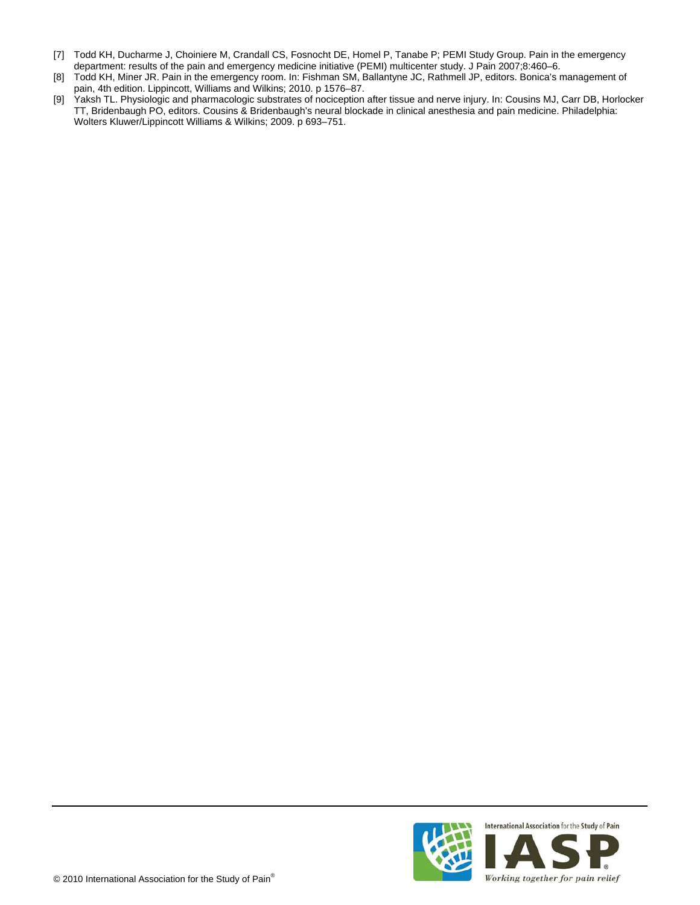[7] Todd KH, Ducharme J, Choiniere M, Crandall CS, Fosnocht DE, Homel P, Tanabe P; PEMI Study Group. Pain in the emergency department: results of the pain and emergency medicine initiative (PEMI) multicenter study. J Pain 2007;8:460–6.

[8] Todd KH, Miner JR. Pain in the emergency room. In: Fishman SM, Ballantyne JC, Rathmell JP, editors. Bonica's management of pain, 4th edition. Lippincott, Williams and Wilkins; 2010. p 1576–87.

[9] Yaksh TL. Physiologic and pharmacologic substrates of nociception after tissue and nerve injury. In: Cousins MJ, Carr DB, Horlocker TT, Bridenbaugh PO, editors. Cousins & Bridenbaugh's neural blockade in clinical anesthesia and pain medicine. Philadelphia: Wolters Kluwer/Lippincott Williams & Wilkins; 2009. p 693–751.

© 2010 International Association for the Study of Pain®

International Association for the Study of Pain

IASP®

*Working together for pain relief*